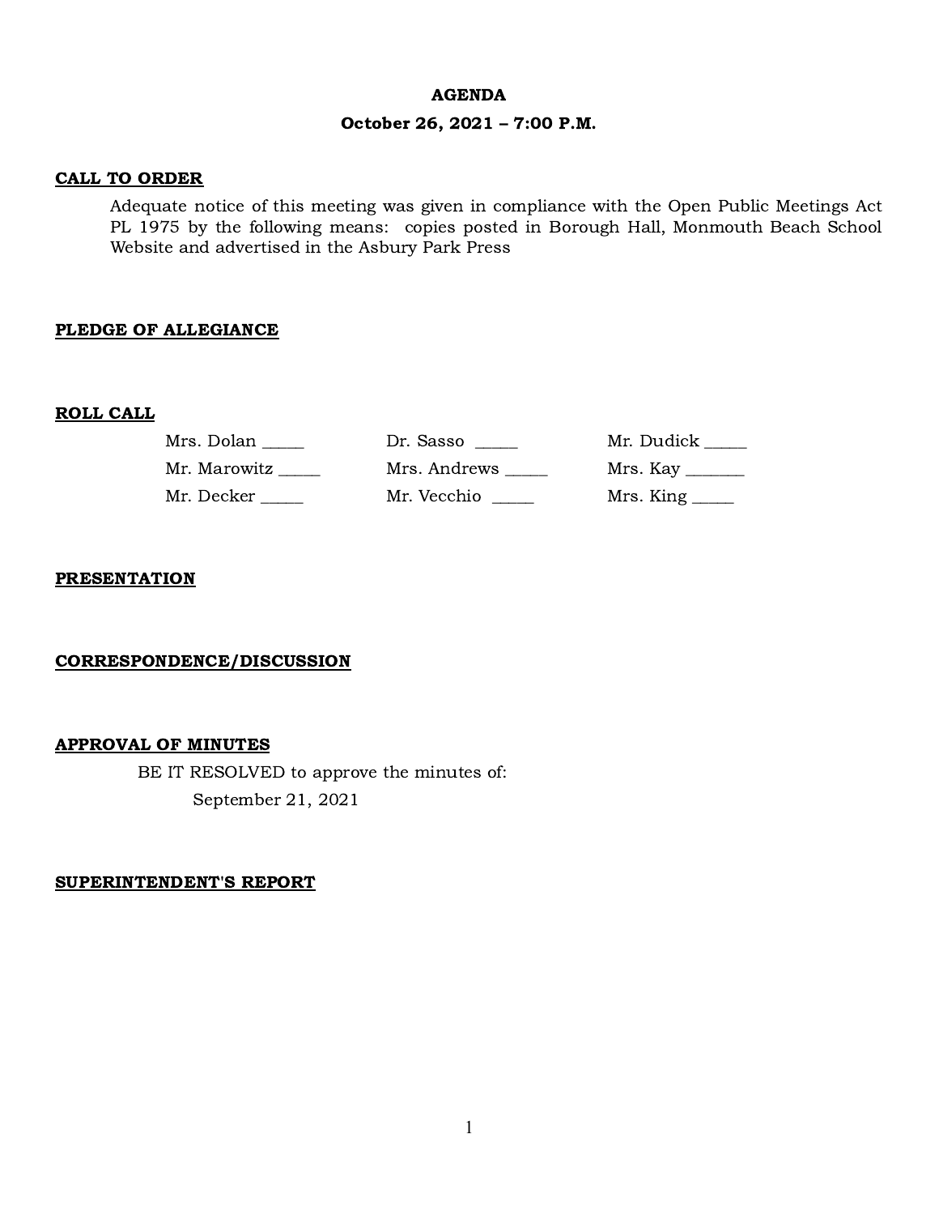# AGENDA

## October 26, 2021 – 7:00 P.M.

**CALL TO ORDER**

Adequate notice of this meeting was given in compliance with the Open Public Meetings Act PL 1975 by the following means: copies posted in Borough Hall, Monmouth Beach School Website and advertised in the Asbury Park Press

**PLEDGE OF ALLEGIANCE**

**ROLL CALL**

| | | |
|---|---|---|
| Mrs. Dolan _____ | Dr. Sasso _____ | Mr. Dudick _____ |
| Mr. Marowitz _____ | Mrs. Andrews _____ | Mrs. Kay _______ |
| Mr. Decker _____ | Mr. Vecchio _____ | Mrs. King _____ |

**PRESENTATION**

**CORRESPONDENCE/DISCUSSION**

**APPROVAL OF MINUTES**

BE IT RESOLVED to approve the minutes of:

September 21, 2021

**SUPERINTENDENT'S REPORT**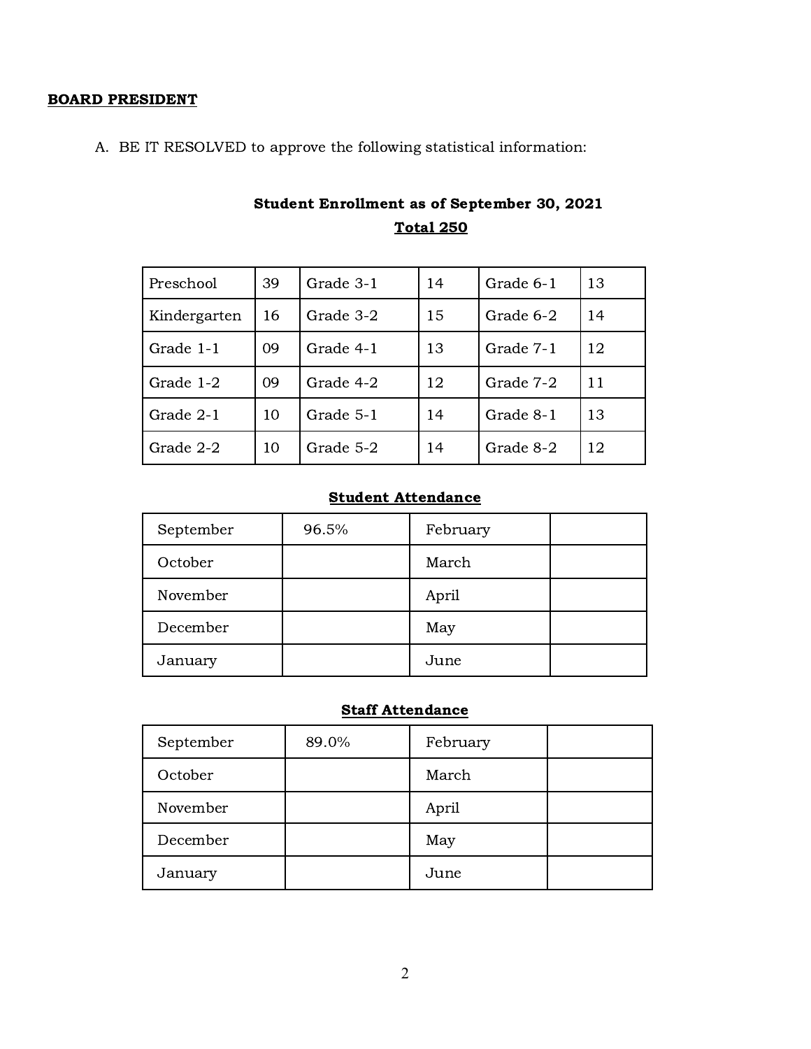**BOARD PRESIDENT**

A. BE IT RESOLVED to approve the following statistical information:

**Student Enrollment as of September 30, 2021**

**Total 250**

| | | | | | |
|---|---|---|---|---|---|
| Preschool | 39 | Grade 3-1 | 14 | Grade 6-1 | 13 |
| Kindergarten | 16 | Grade 3-2 | 15 | Grade 6-2 | 14 |
| Grade 1-1 | 09 | Grade 4-1 | 13 | Grade 7-1 | 12 |
| Grade 1-2 | 09 | Grade 4-2 | 12 | Grade 7-2 | 11 |
| Grade 2-1 | 10 | Grade 5-1 | 14 | Grade 8-1 | 13 |
| Grade 2-2 | 10 | Grade 5-2 | 14 | Grade 8-2 | 12 |

**Student Attendance**

| | | | |
|---|---|---|---|
| September | 96.5% | February | |
| October | | March | |
| November | | April | |
| December | | May | |
| January | | June | |

**Staff Attendance**

| | | | |
|---|---|---|---|
| September | 89.0% | February | |
| October | | March | |
| November | | April | |
| December | | May | |
| January | | June | |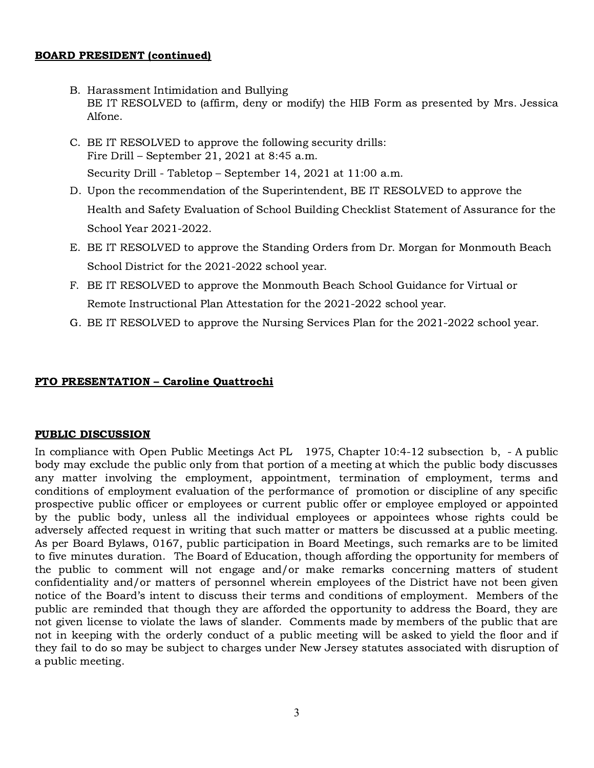**BOARD PRESIDENT (continued)**

B. Harassment Intimidation and Bullying
BE IT RESOLVED to (affirm, deny or modify) the HIB Form as presented by Mrs. Jessica Alfone.

C. BE IT RESOLVED to approve the following security drills:
Fire Drill – September 21, 2021 at 8:45 a.m.
Security Drill - Tabletop – September 14, 2021 at 11:00 a.m.

D. Upon the recommendation of the Superintendent, BE IT RESOLVED to approve the Health and Safety Evaluation of School Building Checklist Statement of Assurance for the School Year 2021-2022.

E. BE IT RESOLVED to approve the Standing Orders from Dr. Morgan for Monmouth Beach School District for the 2021-2022 school year.

F. BE IT RESOLVED to approve the Monmouth Beach School Guidance for Virtual or Remote Instructional Plan Attestation for the 2021-2022 school year.

G. BE IT RESOLVED to approve the Nursing Services Plan for the 2021-2022 school year.

**PTO PRESENTATION – Caroline Quattrochi**

**PUBLIC DISCUSSION**

In compliance with Open Public Meetings Act PL 1975, Chapter 10:4-12 subsection b, - A public body may exclude the public only from that portion of a meeting at which the public body discusses any matter involving the employment, appointment, termination of employment, terms and conditions of employment evaluation of the performance of promotion or discipline of any specific prospective public officer or employees or current public offer or employee employed or appointed by the public body, unless all the individual employees or appointees whose rights could be adversely affected request in writing that such matter or matters be discussed at a public meeting. As per Board Bylaws, 0167, public participation in Board Meetings, such remarks are to be limited to five minutes duration. The Board of Education, though affording the opportunity for members of the public to comment will not engage and/or make remarks concerning matters of student confidentiality and/or matters of personnel wherein employees of the District have not been given notice of the Board's intent to discuss their terms and conditions of employment. Members of the public are reminded that though they are afforded the opportunity to address the Board, they are not given license to violate the laws of slander. Comments made by members of the public that are not in keeping with the orderly conduct of a public meeting will be asked to yield the floor and if they fail to do so may be subject to charges under New Jersey statutes associated with disruption of a public meeting.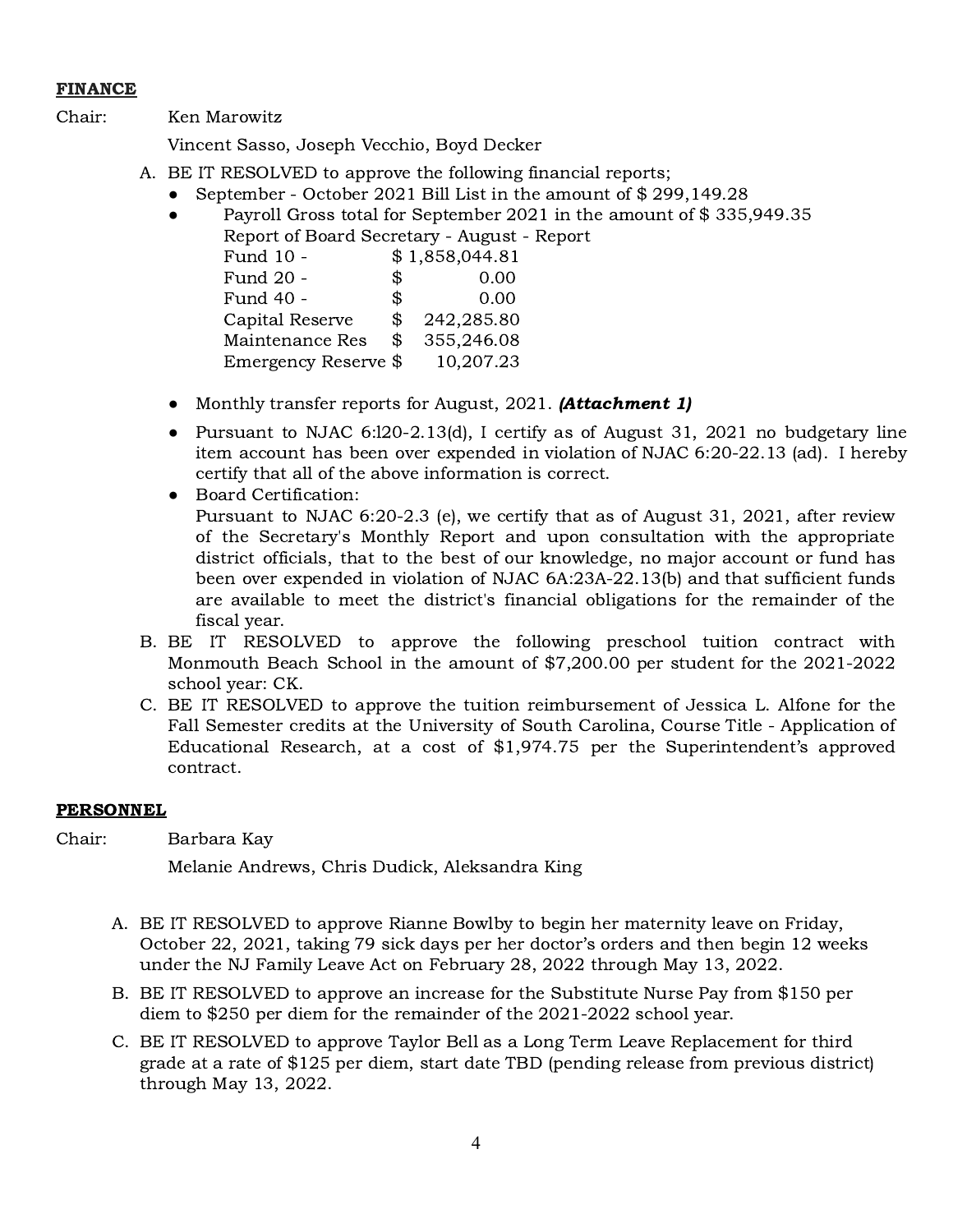**FINANCE**

Chair: Ken Marowitz

Vincent Sasso, Joseph Vecchio, Boyd Decker

A. BE IT RESOLVED to approve the following financial reports;
   - September - October 2021 Bill List in the amount of $ 299,149.28
   - Payroll Gross total for September 2021 in the amount of $ 335,949.35
     Report of Board Secretary - August - Report

     | | |
     |---|---|
     | Fund 10 - | $ 1,858,044.81 |
     | Fund 20 - | $ 0.00 |
     | Fund 40 - | $ 0.00 |
     | Capital Reserve | $ 242,285.80 |
     | Maintenance Res | $ 355,246.08 |
     | Emergency Reserve | $ 10,207.23 |

   - Monthly transfer reports for August, 2021. ***(Attachment 1)***
   - Pursuant to NJAC 6:l20-2.13(d), I certify as of August 31, 2021 no budgetary line item account has been over expended in violation of NJAC 6:20-22.13 (ad). I hereby certify that all of the above information is correct.
   - Board Certification:
     Pursuant to NJAC 6:20-2.3 (e), we certify that as of August 31, 2021, after review of the Secretary's Monthly Report and upon consultation with the appropriate district officials, that to the best of our knowledge, no major account or fund has been over expended in violation of NJAC 6A:23A-22.13(b) and that sufficient funds are available to meet the district's financial obligations for the remainder of the fiscal year.

B. BE IT RESOLVED to approve the following preschool tuition contract with Monmouth Beach School in the amount of $7,200.00 per student for the 2021-2022 school year: CK.

C. BE IT RESOLVED to approve the tuition reimbursement of Jessica L. Alfone for the Fall Semester credits at the University of South Carolina, Course Title - Application of Educational Research, at a cost of $1,974.75 per the Superintendent's approved contract.

**PERSONNEL**

Chair: Barbara Kay

Melanie Andrews, Chris Dudick, Aleksandra King

A. BE IT RESOLVED to approve Rianne Bowlby to begin her maternity leave on Friday, October 22, 2021, taking 79 sick days per her doctor's orders and then begin 12 weeks under the NJ Family Leave Act on February 28, 2022 through May 13, 2022.

B. BE IT RESOLVED to approve an increase for the Substitute Nurse Pay from $150 per diem to $250 per diem for the remainder of the 2021-2022 school year.

C. BE IT RESOLVED to approve Taylor Bell as a Long Term Leave Replacement for third grade at a rate of $125 per diem, start date TBD (pending release from previous district) through May 13, 2022.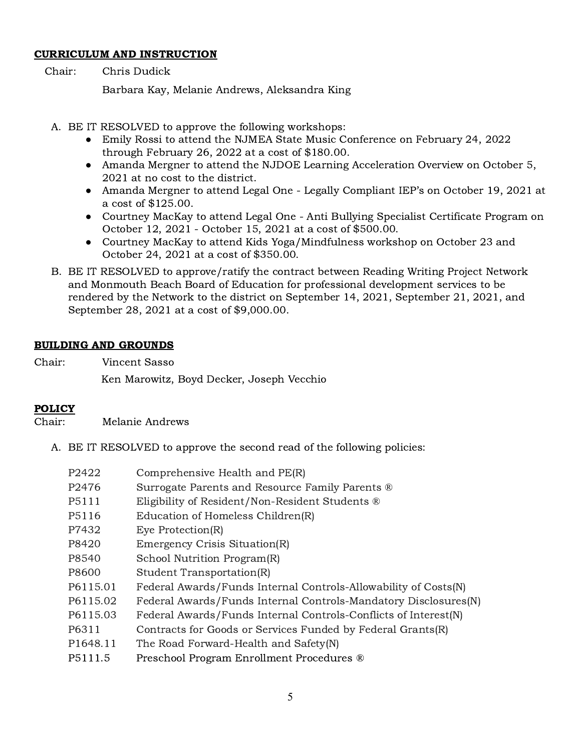**CURRICULUM AND INSTRUCTION**

Chair: Chris Dudick

Barbara Kay, Melanie Andrews, Aleksandra King

A. BE IT RESOLVED to approve the following workshops:
   - Emily Rossi to attend the NJMEA State Music Conference on February 24, 2022 through February 26, 2022 at a cost of $180.00.
   - Amanda Mergner to attend the NJDOE Learning Acceleration Overview on October 5, 2021 at no cost to the district.
   - Amanda Mergner to attend Legal One - Legally Compliant IEP's on October 19, 2021 at a cost of $125.00.
   - Courtney MacKay to attend Legal One - Anti Bullying Specialist Certificate Program on October 12, 2021 - October 15, 2021 at a cost of $500.00.
   - Courtney MacKay to attend Kids Yoga/Mindfulness workshop on October 23 and October 24, 2021 at a cost of $350.00.

B. BE IT RESOLVED to approve/ratify the contract between Reading Writing Project Network and Monmouth Beach Board of Education for professional development services to be rendered by the Network to the district on September 14, 2021, September 21, 2021, and September 28, 2021 at a cost of $9,000.00.

**BUILDING AND GROUNDS**

Chair: Vincent Sasso

Ken Marowitz, Boyd Decker, Joseph Vecchio

**POLICY**

Chair: Melanie Andrews

A. BE IT RESOLVED to approve the second read of the following policies:

| | |
|---|---|
| P2422 | Comprehensive Health and PE(R) |
| P2476 | Surrogate Parents and Resource Family Parents ® |
| P5111 | Eligibility of Resident/Non-Resident Students ® |
| P5116 | Education of Homeless Children(R) |
| P7432 | Eye Protection(R) |
| P8420 | Emergency Crisis Situation(R) |
| P8540 | School Nutrition Program(R) |
| P8600 | Student Transportation(R) |
| P6115.01 | Federal Awards/Funds Internal Controls-Allowability of Costs(N) |
| P6115.02 | Federal Awards/Funds Internal Controls-Mandatory Disclosures(N) |
| P6115.03 | Federal Awards/Funds Internal Controls-Conflicts of Interest(N) |
| P6311 | Contracts for Goods or Services Funded by Federal Grants(R) |
| P1648.11 | The Road Forward-Health and Safety(N) |
| P5111.5 | Preschool Program Enrollment Procedures ® |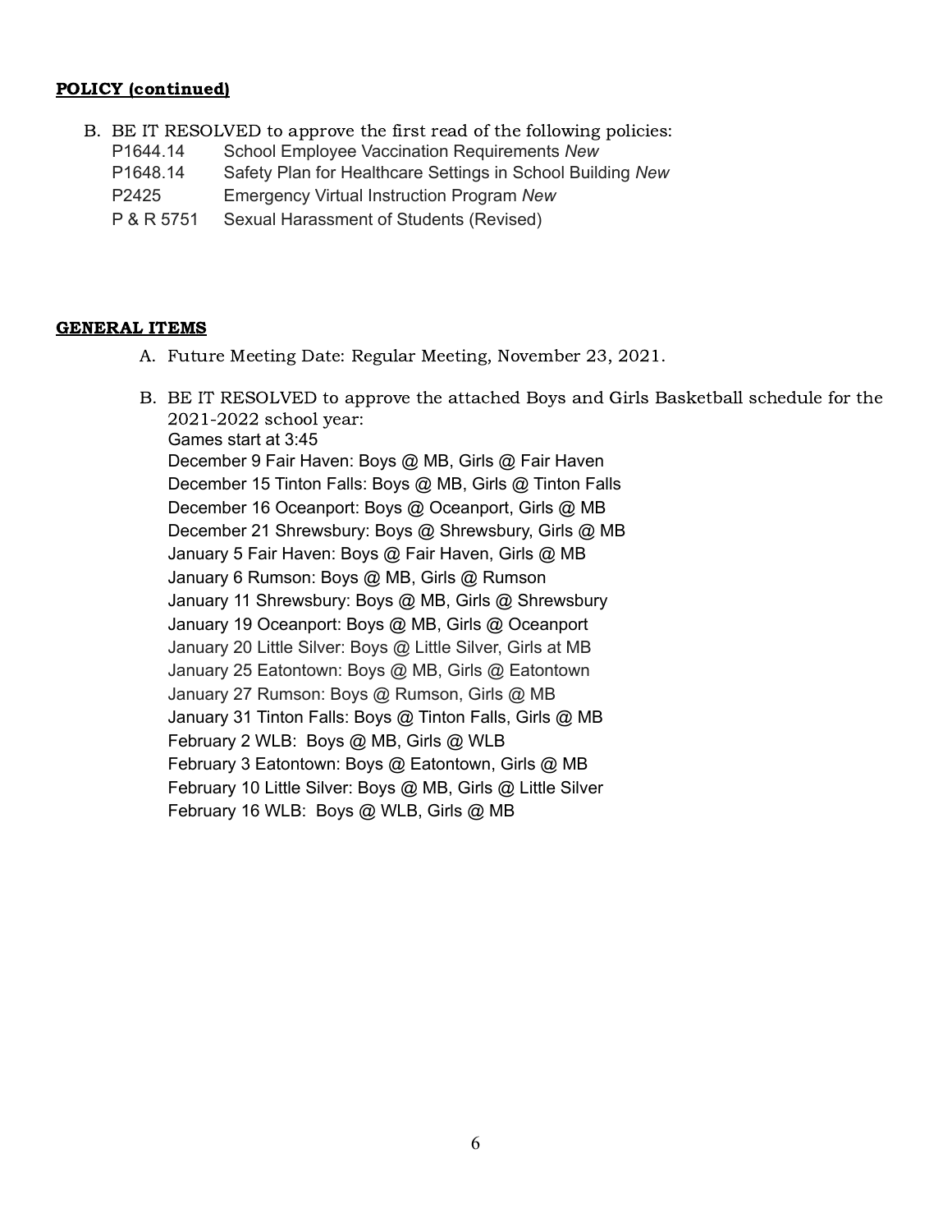## POLICY (continued)

B. BE IT RESOLVED to approve the first read of the following policies:

| | |
|---|---|
| P1644.14 | School Employee Vaccination Requirements *New* |
| P1648.14 | Safety Plan for Healthcare Settings in School Building *New* |
| P2425 | Emergency Virtual Instruction Program *New* |
| P & R 5751 | Sexual Harassment of Students (Revised) |

## GENERAL ITEMS

A. Future Meeting Date: Regular Meeting, November 23, 2021.

B. BE IT RESOLVED to approve the attached Boys and Girls Basketball schedule for the 2021-2022 school year:

Games start at 3:45
December 9 Fair Haven: Boys @ MB, Girls @ Fair Haven
December 15 Tinton Falls: Boys @ MB, Girls @ Tinton Falls
December 16 Oceanport: Boys @ Oceanport, Girls @ MB
December 21 Shrewsbury: Boys @ Shrewsbury, Girls @ MB
January 5 Fair Haven: Boys @ Fair Haven, Girls @ MB
January 6 Rumson: Boys @ MB, Girls @ Rumson
January 11 Shrewsbury: Boys @ MB, Girls @ Shrewsbury
January 19 Oceanport: Boys @ MB, Girls @ Oceanport
January 20 Little Silver: Boys @ Little Silver, Girls at MB
January 25 Eatontown: Boys @ MB, Girls @ Eatontown
January 27 Rumson: Boys @ Rumson, Girls @ MB
January 31 Tinton Falls: Boys @ Tinton Falls, Girls @ MB
February 2 WLB: Boys @ MB, Girls @ WLB
February 3 Eatontown: Boys @ Eatontown, Girls @ MB
February 10 Little Silver: Boys @ MB, Girls @ Little Silver
February 16 WLB: Boys @ WLB, Girls @ MB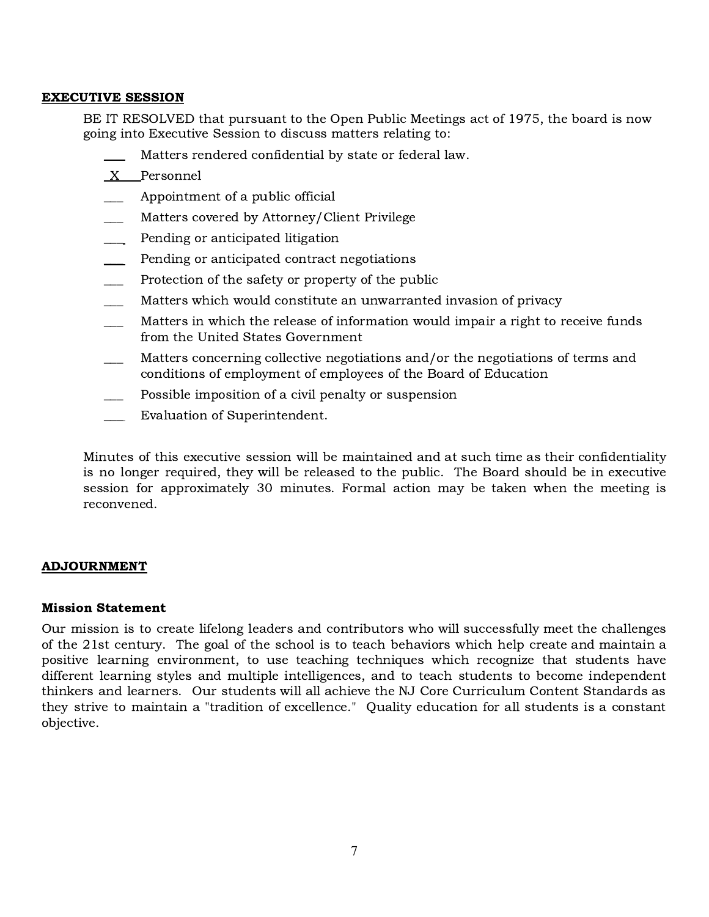**EXECUTIVE SESSION**

BE IT RESOLVED that pursuant to the Open Public Meetings act of 1975, the board is now going into Executive Session to discuss matters relating to:

- ___ Matters rendered confidential by state or federal law.
- _X_ Personnel
- ___ Appointment of a public official
- ___ Matters covered by Attorney/Client Privilege
- ___ Pending or anticipated litigation
- ___ Pending or anticipated contract negotiations
- ___ Protection of the safety or property of the public
- ___ Matters which would constitute an unwarranted invasion of privacy
- ___ Matters in which the release of information would impair a right to receive funds from the United States Government
- ___ Matters concerning collective negotiations and/or the negotiations of terms and conditions of employment of employees of the Board of Education
- ___ Possible imposition of a civil penalty or suspension
- ___ Evaluation of Superintendent.

Minutes of this executive session will be maintained and at such time as their confidentiality is no longer required, they will be released to the public. The Board should be in executive session for approximately 30 minutes. Formal action may be taken when the meeting is reconvened.

**ADJOURNMENT**

**Mission Statement**

Our mission is to create lifelong leaders and contributors who will successfully meet the challenges of the 21st century. The goal of the school is to teach behaviors which help create and maintain a positive learning environment, to use teaching techniques which recognize that students have different learning styles and multiple intelligences, and to teach students to become independent thinkers and learners. Our students will all achieve the NJ Core Curriculum Content Standards as they strive to maintain a "tradition of excellence." Quality education for all students is a constant objective.